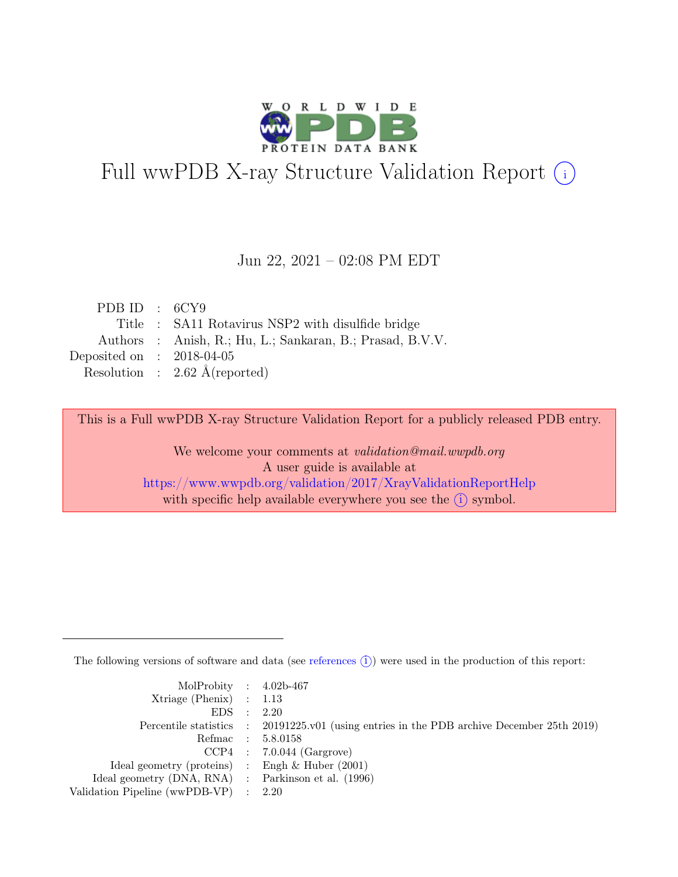# Full wwPDB X-ray Structure Validation Report (i)

Jun 22, 2021 – 02:08 PM EDT

| | | |
|---|---|---|
| PDB ID | : | 6CY9 |
| Title | : | SA11 Rotavirus NSP2 with disulfide bridge |
| Authors | : | Anish, R.; Hu, L.; Sankaran, B.; Prasad, B.V.V. |
| Deposited on | : | 2018-04-05 |
| Resolution | : | 2.62 Å(reported) |

This is a Full wwPDB X-ray Structure Validation Report for a publicly released PDB entry.

We welcome your comments at *validation@mail.wwpdb.org*
A user guide is available at
https://www.wwpdb.org/validation/2017/XrayValidationReportHelp
with specific help available everywhere you see the (i) symbol.

---

The following versions of software and data (see references (i)) were used in the production of this report:

| | | |
|---|---|---|
| MolProbity | : | 4.02b-467 |
| Xtriage (Phenix) | : | 1.13 |
| EDS | : | 2.20 |
| Percentile statistics | : | 20191225.v01 (using entries in the PDB archive December 25th 2019) |
| Refmac | : | 5.8.0158 |
| CCP4 | : | 7.0.044 (Gargrove) |
| Ideal geometry (proteins) | : | Engh & Huber (2001) |
| Ideal geometry (DNA, RNA) | : | Parkinson et al. (1996) |
| Validation Pipeline (wwPDB-VP) | : | 2.20 |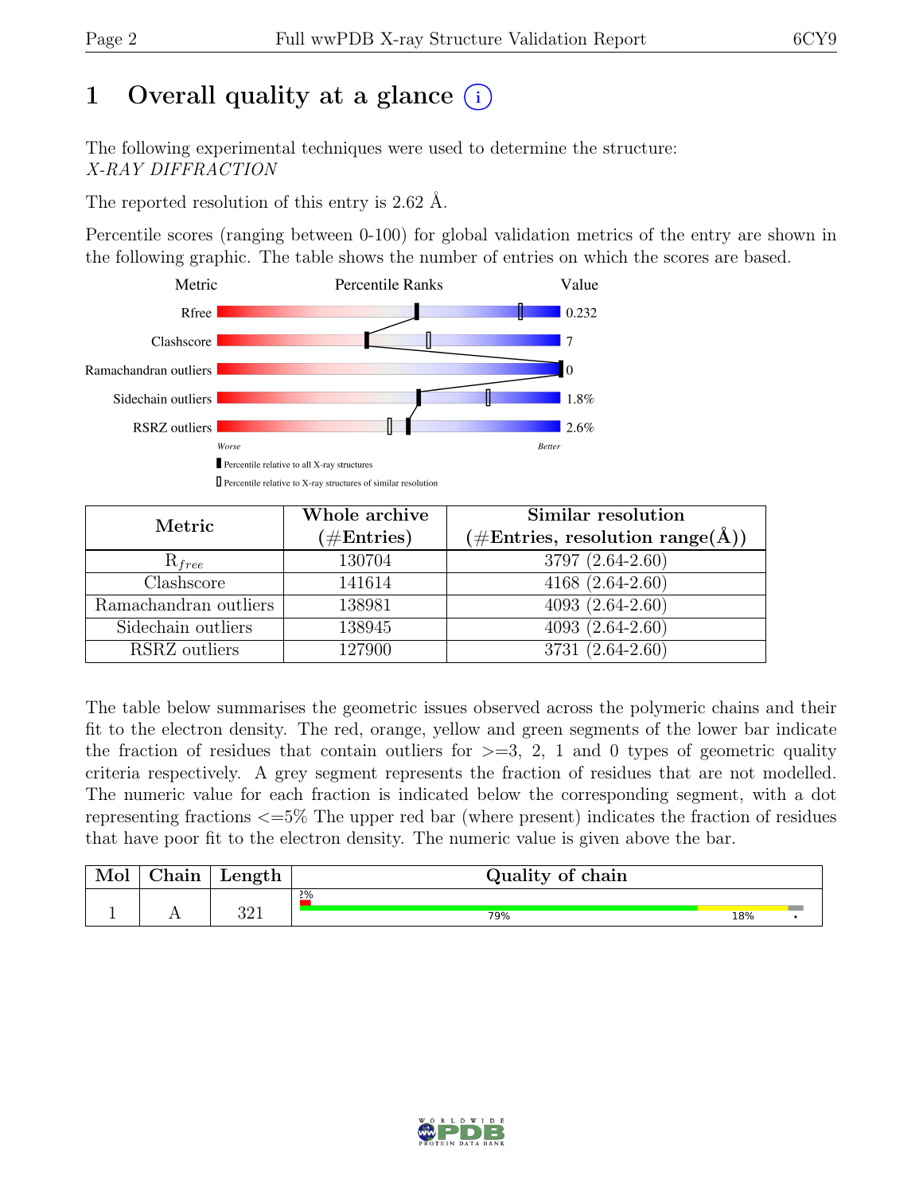# 1 Overall quality at a glance (i)

The following experimental techniques were used to determine the structure:
*X-RAY DIFFRACTION*

The reported resolution of this entry is 2.62 Å.

Percentile scores (ranging between 0-100) for global validation metrics of the entry are shown in the following graphic. The table shows the number of entries on which the scores are based.

| Metric | Value |
|---|---|
| Rfree | 0.232 |
| Clashscore | 7 |
| Ramachandran outliers | 0 |
| Sidechain outliers | 1.8% |
| RSRZ outliers | 2.6% |

Worse — Better

▮ Percentile relative to all X-ray structures
▯ Percentile relative to X-ray structures of similar resolution

| Metric | Whole archive (#Entries) | Similar resolution (#Entries, resolution range(Å)) |
|---|---|---|
| $R_{free}$ | 130704 | 3797 (2.64-2.60) |
| Clashscore | 141614 | 4168 (2.64-2.60) |
| Ramachandran outliers | 138981 | 4093 (2.64-2.60) |
| Sidechain outliers | 138945 | 4093 (2.64-2.60) |
| RSRZ outliers | 127900 | 3731 (2.64-2.60) |

The table below summarises the geometric issues observed across the polymeric chains and their fit to the electron density. The red, orange, yellow and green segments of the lower bar indicate the fraction of residues that contain outliers for >=3, 2, 1 and 0 types of geometric quality criteria respectively. A grey segment represents the fraction of residues that are not modelled. The numeric value for each fraction is indicated below the corresponding segment, with a dot representing fractions <=5% The upper red bar (where present) indicates the fraction of residues that have poor fit to the electron density. The numeric value is given above the bar.

| Mol | Chain | Length | Quality of chain |
|---|---|---|---|
| 1 | A | 321 | 2% / 79% / 18% / • |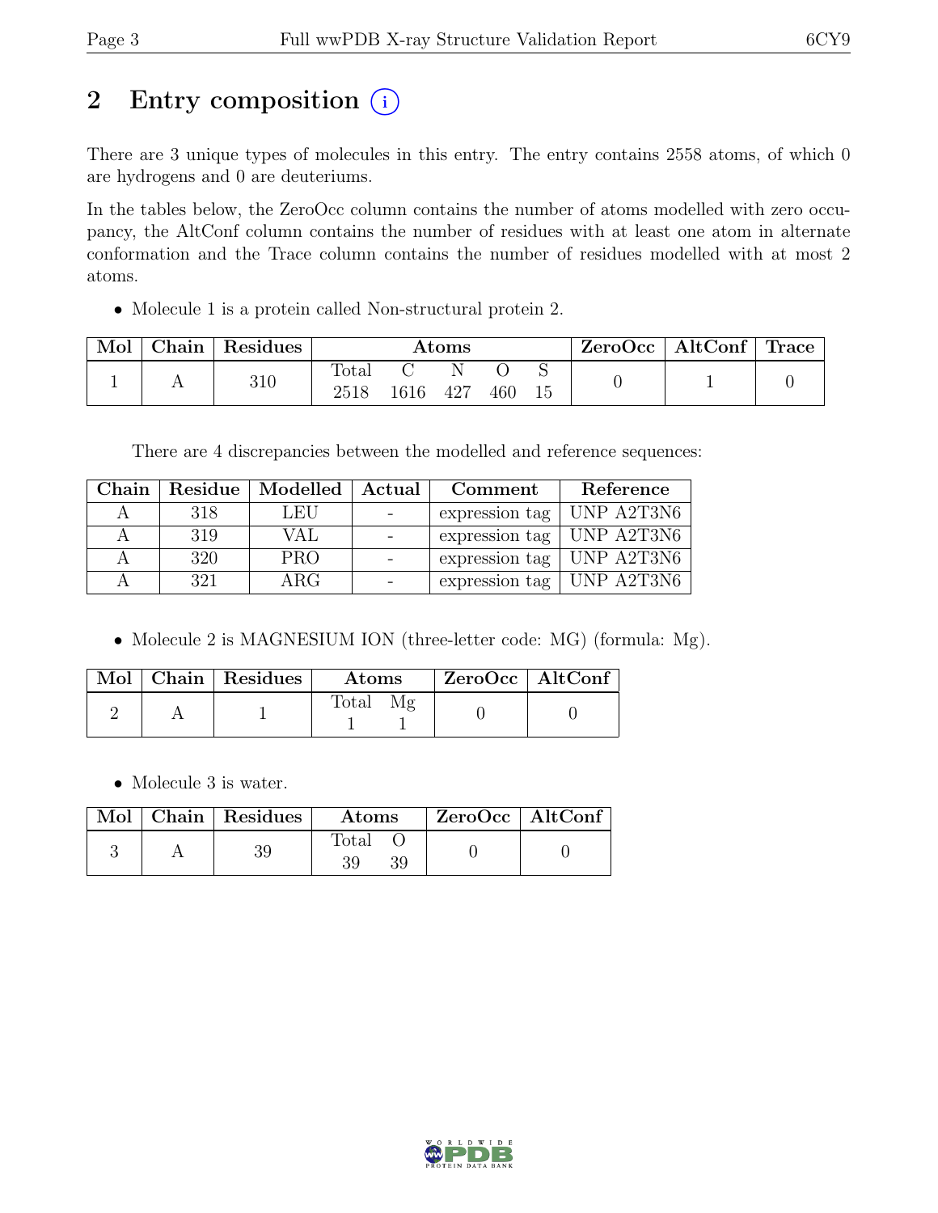# 2 Entry composition (i)

There are 3 unique types of molecules in this entry. The entry contains 2558 atoms, of which 0 are hydrogens and 0 are deuteriums.

In the tables below, the ZeroOcc column contains the number of atoms modelled with zero occupancy, the AltConf column contains the number of residues with at least one atom in alternate conformation and the Trace column contains the number of residues modelled with at most 2 atoms.

- Molecule 1 is a protein called Non-structural protein 2.

| Mol | Chain | Residues | Atoms | | | | | ZeroOcc | AltConf | Trace |
|---|---|---|---|---|---|---|---|---|---|---|
| | | | Total | C | N | O | S | | | |
| 1 | A | 310 | 2518 | 1616 | 427 | 460 | 15 | 0 | 1 | 0 |

There are 4 discrepancies between the modelled and reference sequences:

| Chain | Residue | Modelled | Actual | Comment | Reference |
|---|---|---|---|---|---|
| A | 318 | LEU | - | expression tag | UNP A2T3N6 |
| A | 319 | VAL | - | expression tag | UNP A2T3N6 |
| A | 320 | PRO | - | expression tag | UNP A2T3N6 |
| A | 321 | ARG | - | expression tag | UNP A2T3N6 |

- Molecule 2 is MAGNESIUM ION (three-letter code: MG) (formula: Mg).

| Mol | Chain | Residues | Atoms | | ZeroOcc | AltConf |
|---|---|---|---|---|---|---|
| | | | Total | Mg | | |
| 2 | A | 1 | 1 | 1 | 0 | 0 |

- Molecule 3 is water.

| Mol | Chain | Residues | Atoms | | ZeroOcc | AltConf |
|---|---|---|---|---|---|---|
| | | | Total | O | | |
| 3 | A | 39 | 39 | 39 | 0 | 0 |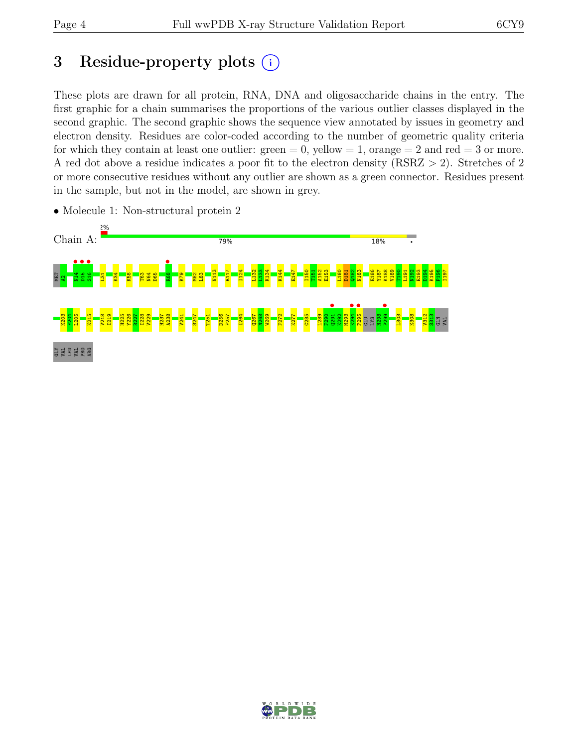# 3 Residue-property plots

These plots are drawn for all protein, RNA, DNA and oligosaccharide chains in the entry. The first graphic for a chain summarises the proportions of the various outlier classes displayed in the second graphic. The second graphic shows the sequence view annotated by issues in geometry and electron density. Residues are color-coded according to the number of geometric quality criteria for which they contain at least one outlier: green = 0, yellow = 1, orange = 2 and red = 3 or more. A red dot above a residue indicates a poor fit to the electron density (RSRZ > 2). Stretches of 2 or more consecutive residues without any outlier are shown as a green connector. Residues present in the sample, but not in the model, are shown in grey.

- Molecule 1: Non-structural protein 2

Chain A: 2% | 79% | 18% | •

MET A2 N14 D15 S16 L31 K34 K58 T63 N64 D65 R68 K79 M82 L83 N113 R117 I124 L132 L133 K134 K144 E147 I150 T151 A152 E153 L180 D181 Q182 N183 E186 Y187 K188 V189 T190 L191 N192 E193 D194 K195 P196 I197

K203 E204 L205 K215 V218 I219 H225 Y226 R227 I228 V229 H237 A238 V241 S247 T251 D256 F257 I264 Q267 N268 W269 F272 K277 C285 L289 F290 Q291 K292 M293 K294 P295 GLU LYS N298 P299 L303 K308 V312 S313 GLN VAL

GLY VAL LEU VAL PRO ARG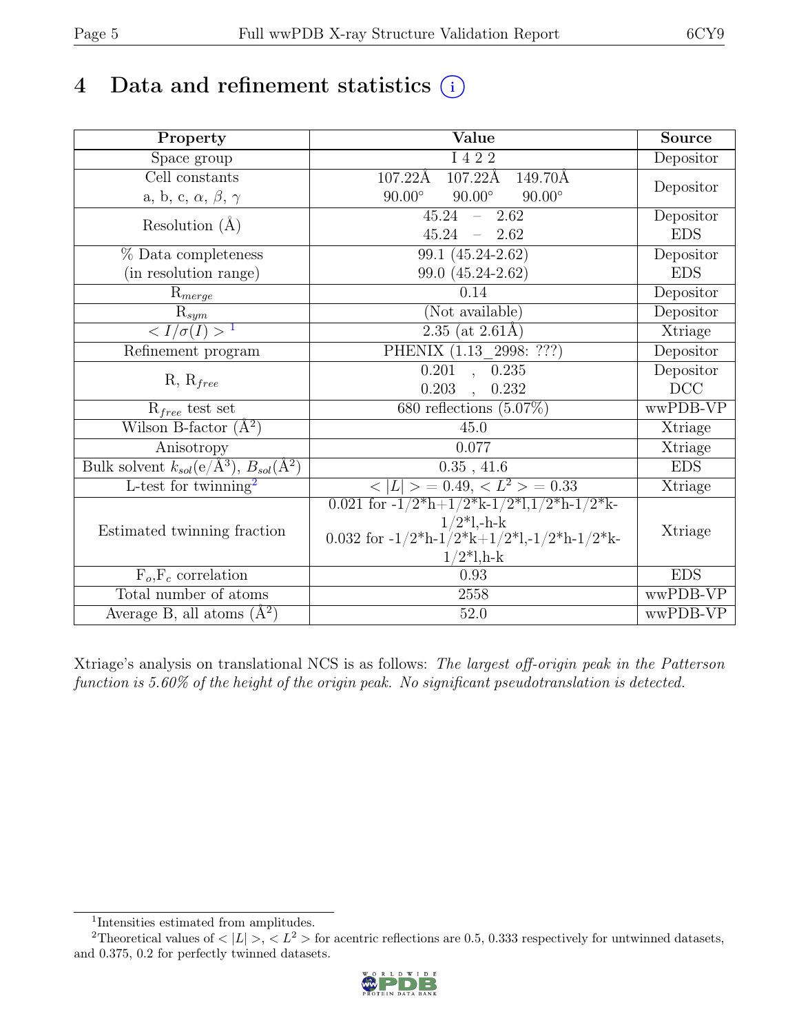# 4 Data and refinement statistics

| Property | Value | Source |
|---|---|---|
| Space group | I 4 2 2 | Depositor |
| Cell constants<br>a, b, c, $\alpha$, $\beta$, $\gamma$ | 107.22Å 107.22Å 149.70Å<br>90.00° 90.00° 90.00° | Depositor |
| Resolution (Å) | 45.24 – 2.62<br>45.24 – 2.62 | Depositor<br>EDS |
| % Data completeness<br>(in resolution range) | 99.1 (45.24-2.62)<br>99.0 (45.24-2.62) | Depositor<br>EDS |
| $R_{merge}$ | 0.14 | Depositor |
| $R_{sym}$ | (Not available) | Depositor |
| $< I/\sigma(I) >$ [1] | 2.35 (at 2.61Å) | Xtriage |
| Refinement program | PHENIX (1.13_2998: ???) | Depositor |
| R, $R_{free}$ | 0.201 , 0.235<br>0.203 , 0.232 | Depositor<br>DCC |
| $R_{free}$ test set | 680 reflections (5.07%) | wwPDB-VP |
| Wilson B-factor (Å$^2$) | 45.0 | Xtriage |
| Anisotropy | 0.077 | Xtriage |
| Bulk solvent $k_{sol}$(e/Å$^3$), $B_{sol}$(Å$^2$) | 0.35 , 41.6 | EDS |
| L-test for twinning[2] | $< \|L\| > = 0.49$, $< L^2 > = 0.33$ | Xtriage |
| Estimated twinning fraction | 0.021 for -1/2*h+1/2*k-1/2*l,1/2*h-1/2*k-1/2*l,-h-k<br>0.032 for -1/2*h-1/2*k+1/2*l,-1/2*h-1/2*k-1/2*l,h-k | Xtriage |
| $F_o$,$F_c$ correlation | 0.93 | EDS |
| Total number of atoms | 2558 | wwPDB-VP |
| Average B, all atoms (Å$^2$) | 52.0 | wwPDB-VP |

Xtriage's analysis on translational NCS is as follows: *The largest off-origin peak in the Patterson function is 5.60% of the height of the origin peak. No significant pseudotranslation is detected.*

[1] Intensities estimated from amplitudes.

[2] Theoretical values of $< |L| >$, $< L^2 >$ for acentric reflections are 0.5, 0.333 respectively for untwinned datasets, and 0.375, 0.2 for perfectly twinned datasets.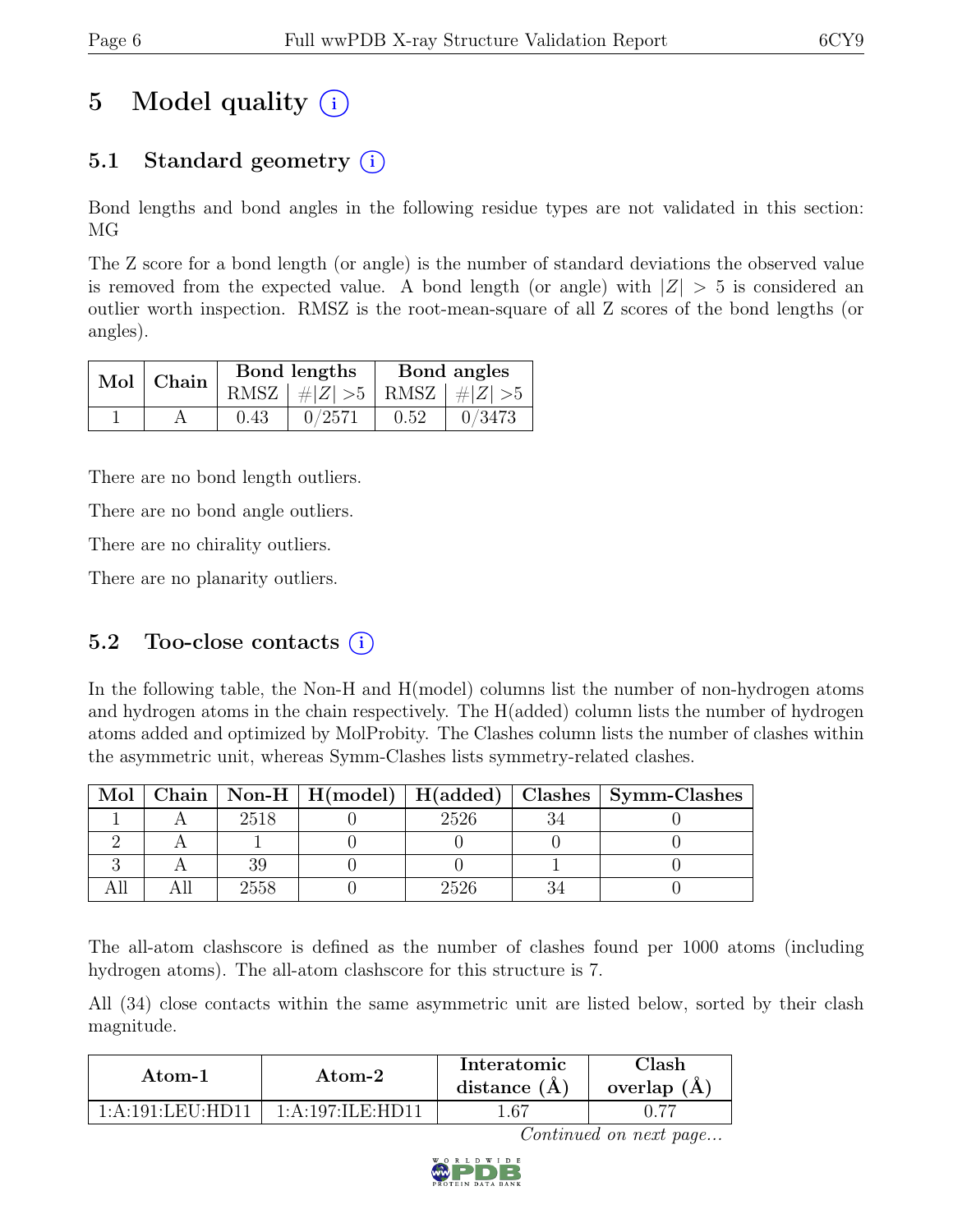# 5 Model quality (i)

## 5.1 Standard geometry (i)

Bond lengths and bond angles in the following residue types are not validated in this section: MG

The Z score for a bond length (or angle) is the number of standard deviations the observed value is removed from the expected value. A bond length (or angle) with $|Z| > 5$ is considered an outlier worth inspection. RMSZ is the root-mean-square of all Z scores of the bond lengths (or angles).

| Mol | Chain | Bond lengths | | Bond angles | |
|---|---|---|---|---|---|
| | | RMSZ | $\#\|Z\| > 5$ | RMSZ | $\#\|Z\| > 5$ |
| 1 | A | 0.43 | 0/2571 | 0.52 | 0/3473 |

There are no bond length outliers.

There are no bond angle outliers.

There are no chirality outliers.

There are no planarity outliers.

## 5.2 Too-close contacts (i)

In the following table, the Non-H and H(model) columns list the number of non-hydrogen atoms and hydrogen atoms in the chain respectively. The H(added) column lists the number of hydrogen atoms added and optimized by MolProbity. The Clashes column lists the number of clashes within the asymmetric unit, whereas Symm-Clashes lists symmetry-related clashes.

| Mol | Chain | Non-H | H(model) | H(added) | Clashes | Symm-Clashes |
|---|---|---|---|---|---|---|
| 1 | A | 2518 | 0 | 2526 | 34 | 0 |
| 2 | A | 1 | 0 | 0 | 0 | 0 |
| 3 | A | 39 | 0 | 0 | 1 | 0 |
| All | All | 2558 | 0 | 2526 | 34 | 0 |

The all-atom clashscore is defined as the number of clashes found per 1000 atoms (including hydrogen atoms). The all-atom clashscore for this structure is 7.

All (34) close contacts within the same asymmetric unit are listed below, sorted by their clash magnitude.

| Atom-1 | Atom-2 | Interatomic distance (Å) | Clash overlap (Å) |
|---|---|---|---|
| 1:A:191:LEU:HD11 | 1:A:197:ILE:HD11 | 1.67 | 0.77 |

*Continued on next page...*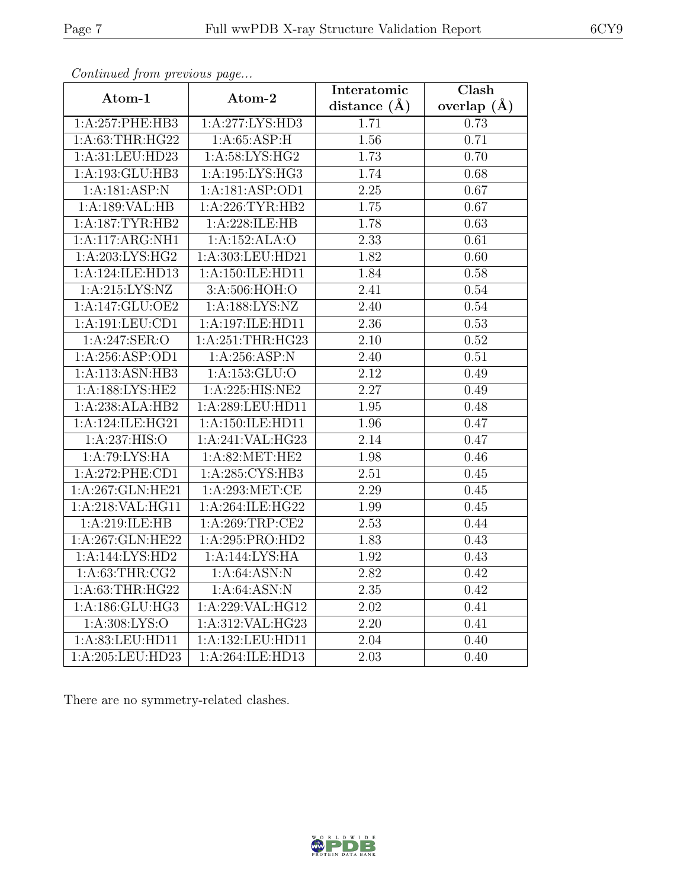*Continued from previous page...*

| Atom-1 | Atom-2 | Interatomic distance (Å) | Clash overlap (Å) |
|---|---|---|---|
| 1:A:257:PHE:HB3 | 1:A:277:LYS:HD3 | 1.71 | 0.73 |
| 1:A:63:THR:HG22 | 1:A:65:ASP:H | 1.56 | 0.71 |
| 1:A:31:LEU:HD23 | 1:A:58:LYS:HG2 | 1.73 | 0.70 |
| 1:A:193:GLU:HB3 | 1:A:195:LYS:HG3 | 1.74 | 0.68 |
| 1:A:181:ASP:N | 1:A:181:ASP:OD1 | 2.25 | 0.67 |
| 1:A:189:VAL:HB | 1:A:226:TYR:HB2 | 1.75 | 0.67 |
| 1:A:187:TYR:HB2 | 1:A:228:ILE:HB | 1.78 | 0.63 |
| 1:A:117:ARG:NH1 | 1:A:152:ALA:O | 2.33 | 0.61 |
| 1:A:203:LYS:HG2 | 1:A:303:LEU:HD21 | 1.82 | 0.60 |
| 1:A:124:ILE:HD13 | 1:A:150:ILE:HD11 | 1.84 | 0.58 |
| 1:A:215:LYS:NZ | 3:A:506:HOH:O | 2.41 | 0.54 |
| 1:A:147:GLU:OE2 | 1:A:188:LYS:NZ | 2.40 | 0.54 |
| 1:A:191:LEU:CD1 | 1:A:197:ILE:HD11 | 2.36 | 0.53 |
| 1:A:247:SER:O | 1:A:251:THR:HG23 | 2.10 | 0.52 |
| 1:A:256:ASP:OD1 | 1:A:256:ASP:N | 2.40 | 0.51 |
| 1:A:113:ASN:HB3 | 1:A:153:GLU:O | 2.12 | 0.49 |
| 1:A:188:LYS:HE2 | 1:A:225:HIS:NE2 | 2.27 | 0.49 |
| 1:A:238:ALA:HB2 | 1:A:289:LEU:HD11 | 1.95 | 0.48 |
| 1:A:124:ILE:HG21 | 1:A:150:ILE:HD11 | 1.96 | 0.47 |
| 1:A:237:HIS:O | 1:A:241:VAL:HG23 | 2.14 | 0.47 |
| 1:A:79:LYS:HA | 1:A:82:MET:HE2 | 1.98 | 0.46 |
| 1:A:272:PHE:CD1 | 1:A:285:CYS:HB3 | 2.51 | 0.45 |
| 1:A:267:GLN:HE21 | 1:A:293:MET:CE | 2.29 | 0.45 |
| 1:A:218:VAL:HG11 | 1:A:264:ILE:HG22 | 1.99 | 0.45 |
| 1:A:219:ILE:HB | 1:A:269:TRP:CE2 | 2.53 | 0.44 |
| 1:A:267:GLN:HE22 | 1:A:295:PRO:HD2 | 1.83 | 0.43 |
| 1:A:144:LYS:HD2 | 1:A:144:LYS:HA | 1.92 | 0.43 |
| 1:A:63:THR:CG2 | 1:A:64:ASN:N | 2.82 | 0.42 |
| 1:A:63:THR:HG22 | 1:A:64:ASN:N | 2.35 | 0.42 |
| 1:A:186:GLU:HG3 | 1:A:229:VAL:HG12 | 2.02 | 0.41 |
| 1:A:308:LYS:O | 1:A:312:VAL:HG23 | 2.20 | 0.41 |
| 1:A:83:LEU:HD11 | 1:A:132:LEU:HD11 | 2.04 | 0.40 |
| 1:A:205:LEU:HD23 | 1:A:264:ILE:HD13 | 2.03 | 0.40 |

There are no symmetry-related clashes.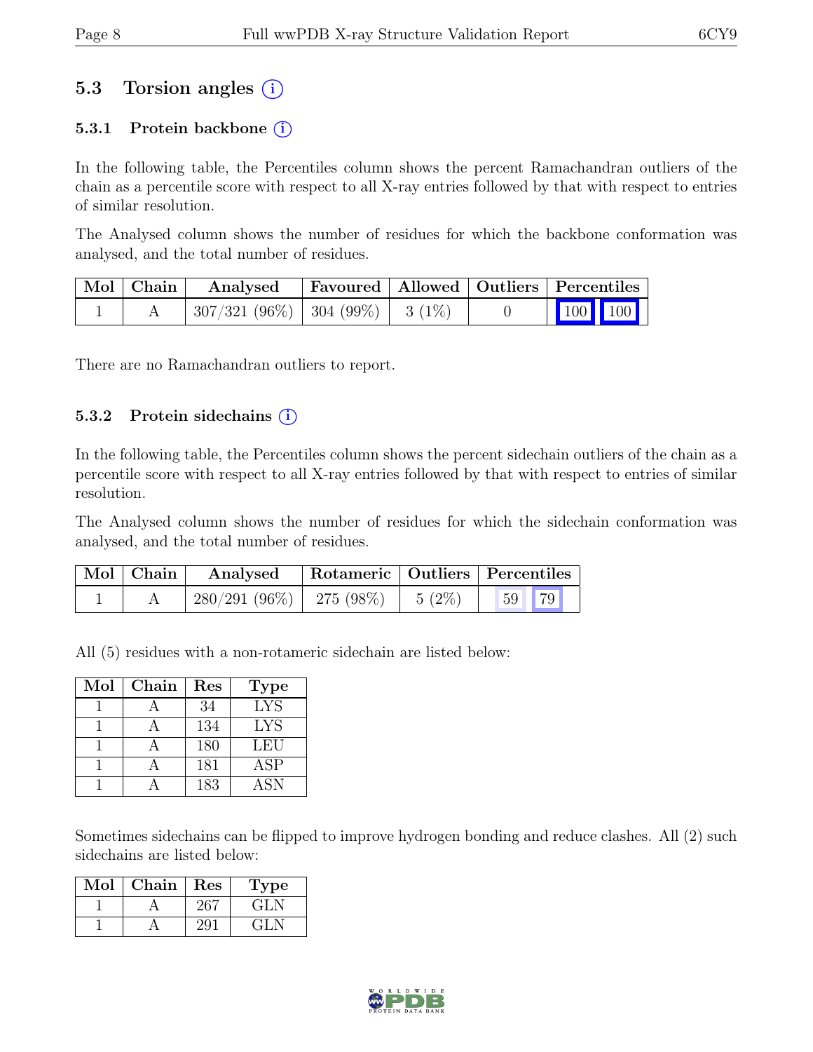## 5.3 Torsion angles (i)

### 5.3.1 Protein backbone (i)

In the following table, the Percentiles column shows the percent Ramachandran outliers of the chain as a percentile score with respect to all X-ray entries followed by that with respect to entries of similar resolution.

The Analysed column shows the number of residues for which the backbone conformation was analysed, and the total number of residues.

| Mol | Chain | Analysed | Favoured | Allowed | Outliers | Percentiles | |
|---|---|---|---|---|---|---|---|
| 1 | A | 307/321 (96%) | 304 (99%) | 3 (1%) | 0 | 100 | 100 |

There are no Ramachandran outliers to report.

### 5.3.2 Protein sidechains (i)

In the following table, the Percentiles column shows the percent sidechain outliers of the chain as a percentile score with respect to all X-ray entries followed by that with respect to entries of similar resolution.

The Analysed column shows the number of residues for which the sidechain conformation was analysed, and the total number of residues.

| Mol | Chain | Analysed | Rotameric | Outliers | Percentiles | |
|---|---|---|---|---|---|---|
| 1 | A | 280/291 (96%) | 275 (98%) | 5 (2%) | 59 | 79 |

All (5) residues with a non-rotameric sidechain are listed below:

| Mol | Chain | Res | Type |
|---|---|---|---|
| 1 | A | 34 | LYS |
| 1 | A | 134 | LYS |
| 1 | A | 180 | LEU |
| 1 | A | 181 | ASP |
| 1 | A | 183 | ASN |

Sometimes sidechains can be flipped to improve hydrogen bonding and reduce clashes. All (2) such sidechains are listed below:

| Mol | Chain | Res | Type |
|---|---|---|---|
| 1 | A | 267 | GLN |
| 1 | A | 291 | GLN |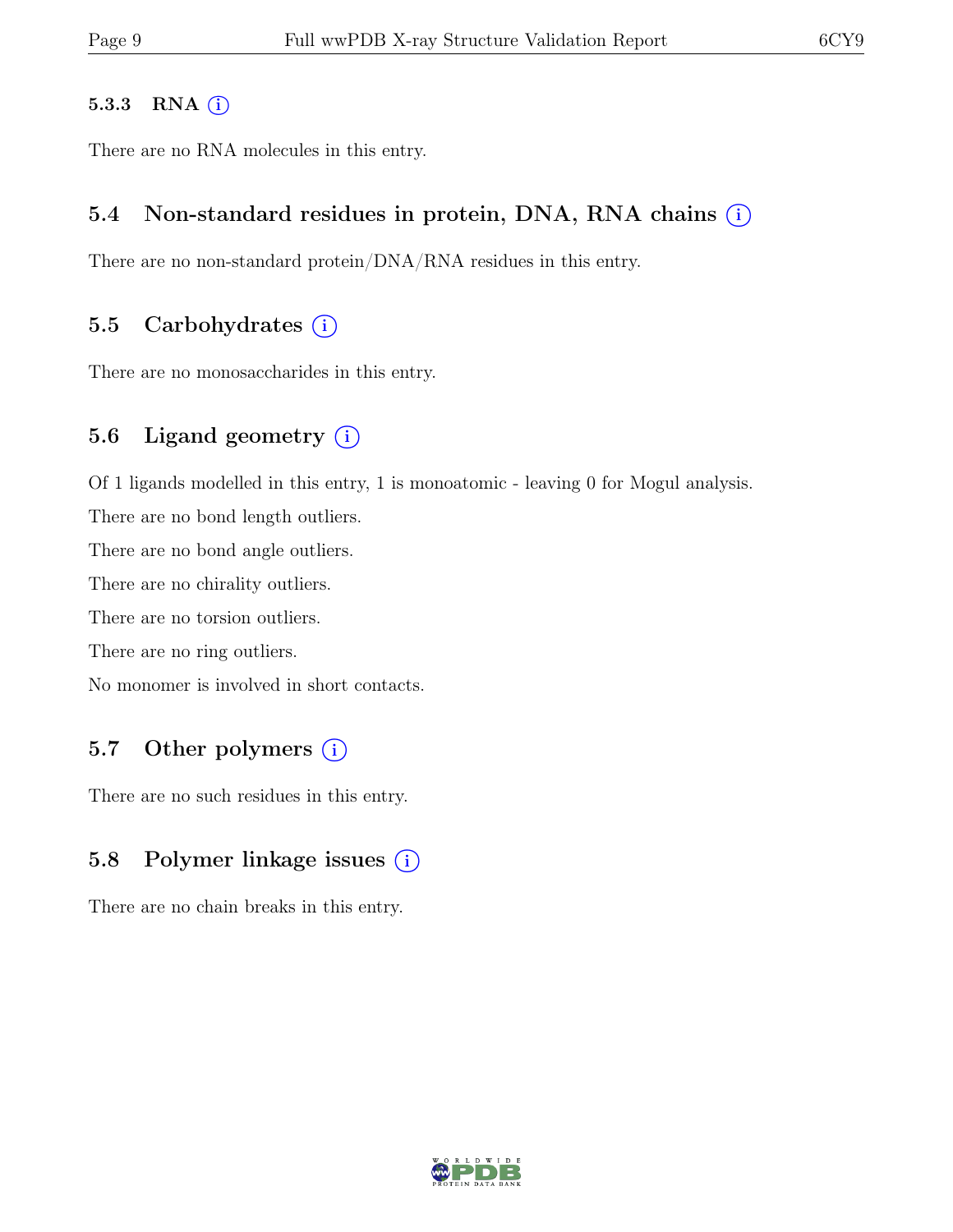#### 5.3.3 RNA

There are no RNA molecules in this entry.

### 5.4 Non-standard residues in protein, DNA, RNA chains

There are no non-standard protein/DNA/RNA residues in this entry.

### 5.5 Carbohydrates

There are no monosaccharides in this entry.

### 5.6 Ligand geometry

Of 1 ligands modelled in this entry, 1 is monoatomic - leaving 0 for Mogul analysis.

There are no bond length outliers.

There are no bond angle outliers.

There are no chirality outliers.

There are no torsion outliers.

There are no ring outliers.

No monomer is involved in short contacts.

### 5.7 Other polymers

There are no such residues in this entry.

### 5.8 Polymer linkage issues

There are no chain breaks in this entry.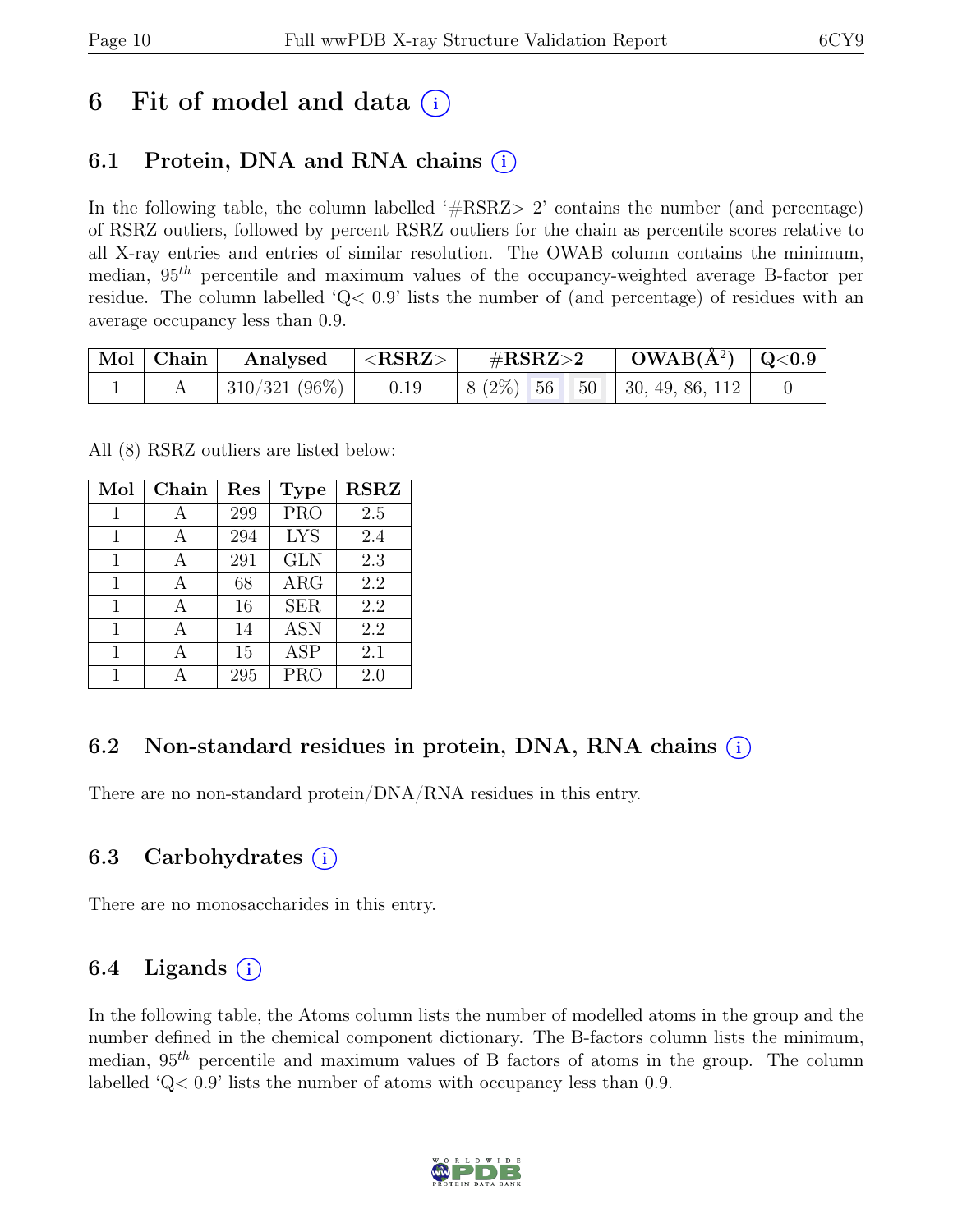# 6 Fit of model and data (i)

## 6.1 Protein, DNA and RNA chains (i)

In the following table, the column labelled '#RSRZ> 2' contains the number (and percentage) of RSRZ outliers, followed by percent RSRZ outliers for the chain as percentile scores relative to all X-ray entries and entries of similar resolution. The OWAB column contains the minimum, median, $95^{th}$ percentile and maximum values of the occupancy-weighted average B-factor per residue. The column labelled 'Q< 0.9' lists the number of (and percentage) of residues with an average occupancy less than 0.9.

| Mol | Chain | Analysed | <RSRZ> | #RSRZ>2 | | | OWAB(Å²) | Q<0.9 |
|---|---|---|---|---|---|---|---|---|
| 1 | A | 310/321 (96%) | 0.19 | 8 (2%) | 56 | 50 | 30, 49, 86, 112 | 0 |

All (8) RSRZ outliers are listed below:

| Mol | Chain | Res | Type | RSRZ |
|---|---|---|---|---|
| 1 | A | 299 | PRO | 2.5 |
| 1 | A | 294 | LYS | 2.4 |
| 1 | A | 291 | GLN | 2.3 |
| 1 | A | 68 | ARG | 2.2 |
| 1 | A | 16 | SER | 2.2 |
| 1 | A | 14 | ASN | 2.2 |
| 1 | A | 15 | ASP | 2.1 |
| 1 | A | 295 | PRO | 2.0 |

## 6.2 Non-standard residues in protein, DNA, RNA chains (i)

There are no non-standard protein/DNA/RNA residues in this entry.

## 6.3 Carbohydrates (i)

There are no monosaccharides in this entry.

## 6.4 Ligands (i)

In the following table, the Atoms column lists the number of modelled atoms in the group and the number defined in the chemical component dictionary. The B-factors column lists the minimum, median, $95^{th}$ percentile and maximum values of B factors of atoms in the group. The column labelled 'Q< 0.9' lists the number of atoms with occupancy less than 0.9.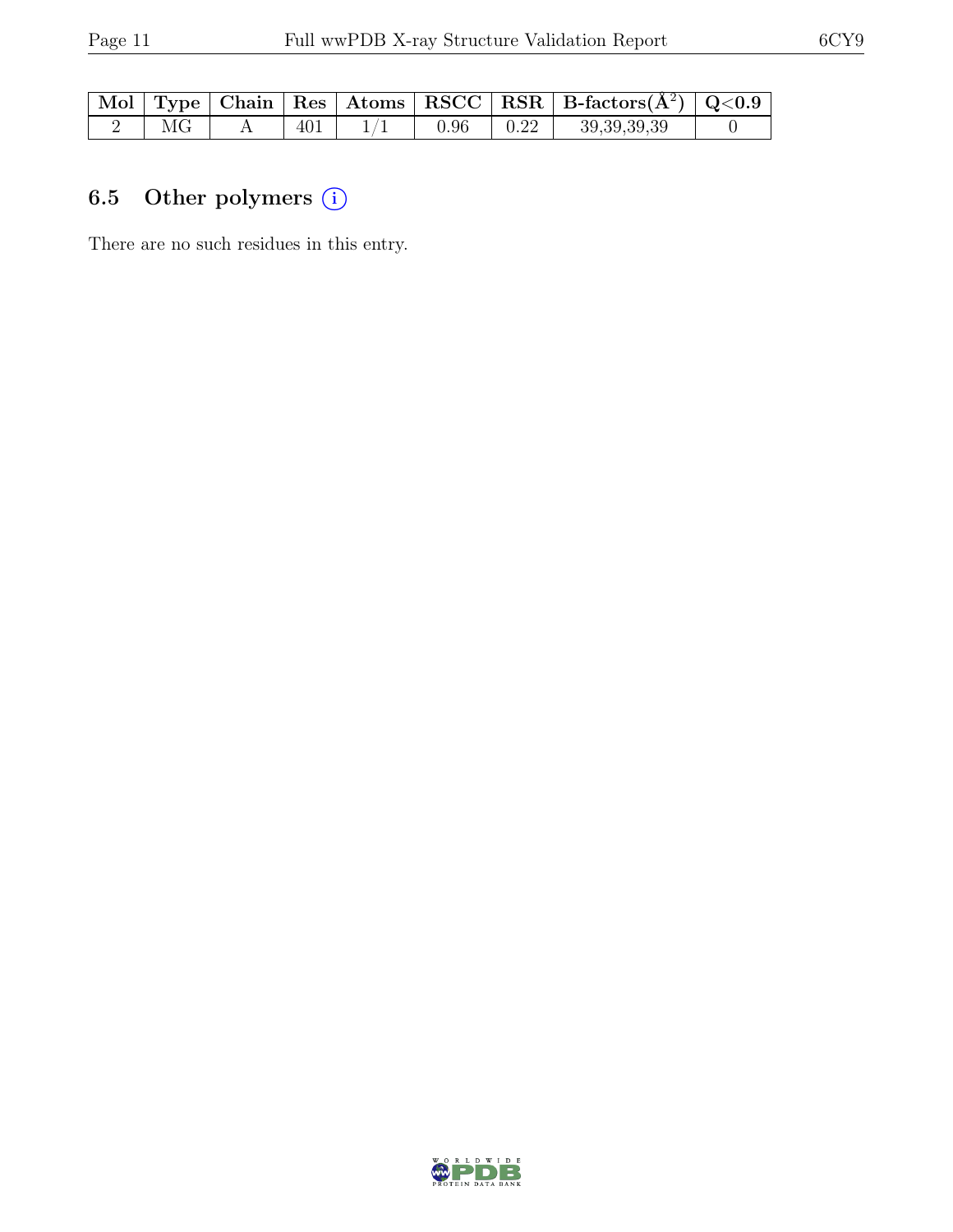| Mol | Type | Chain | Res | Atoms | RSCC | RSR | B-factors($Å^2$) | Q<0.9 |
|---|---|---|---|---|---|---|---|---|
| 2 | MG | A | 401 | 1/1 | 0.96 | 0.22 | 39,39,39,39 | 0 |

## 6.5 Other polymers (i)

There are no such residues in this entry.